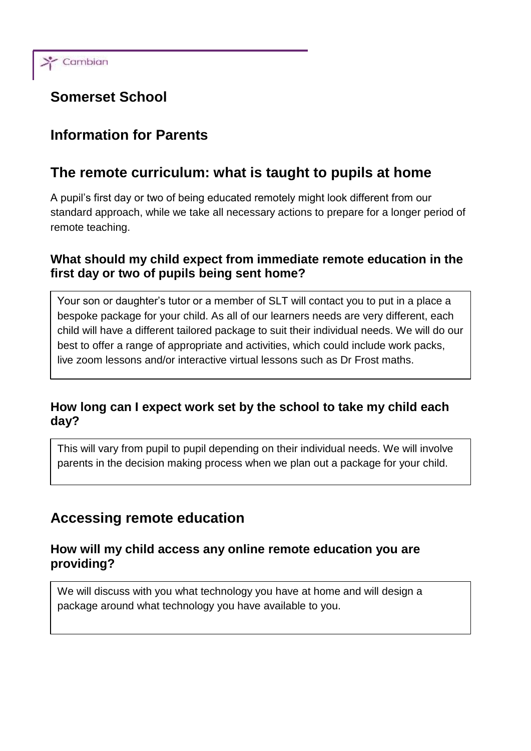Cambian

# Somerset School

## Information for Parents

## The remote curriculum: what is taught to pupils at home

A pupil's first day or two of being educated remotely might look different from our standard approach, while we take all necessary actions to prepare for a longer period of remote teaching.

### What should my child expect from immediate remote education in the first day or two of pupils being sent home?

Your son or daughter's tutor or a member of SLT will contact you to put in a place a bespoke package for your child. As all of our learners needs are very different, each child will have a different tailored package to suit their individual needs. We will do our best to offer a range of appropriate and activities, which could include work packs, live zoom lessons and/or interactive virtual lessons such as Dr Frost maths.

### How long can I expect work set by the school to take my child each day?

This will vary from pupil to pupil depending on their individual needs. We will involve parents in the decision making process when we plan out a package for your child.

## Accessing remote education

### How will my child access any online remote education you are providing?

We will discuss with you what technology you have at home and will design a package around what technology you have available to you.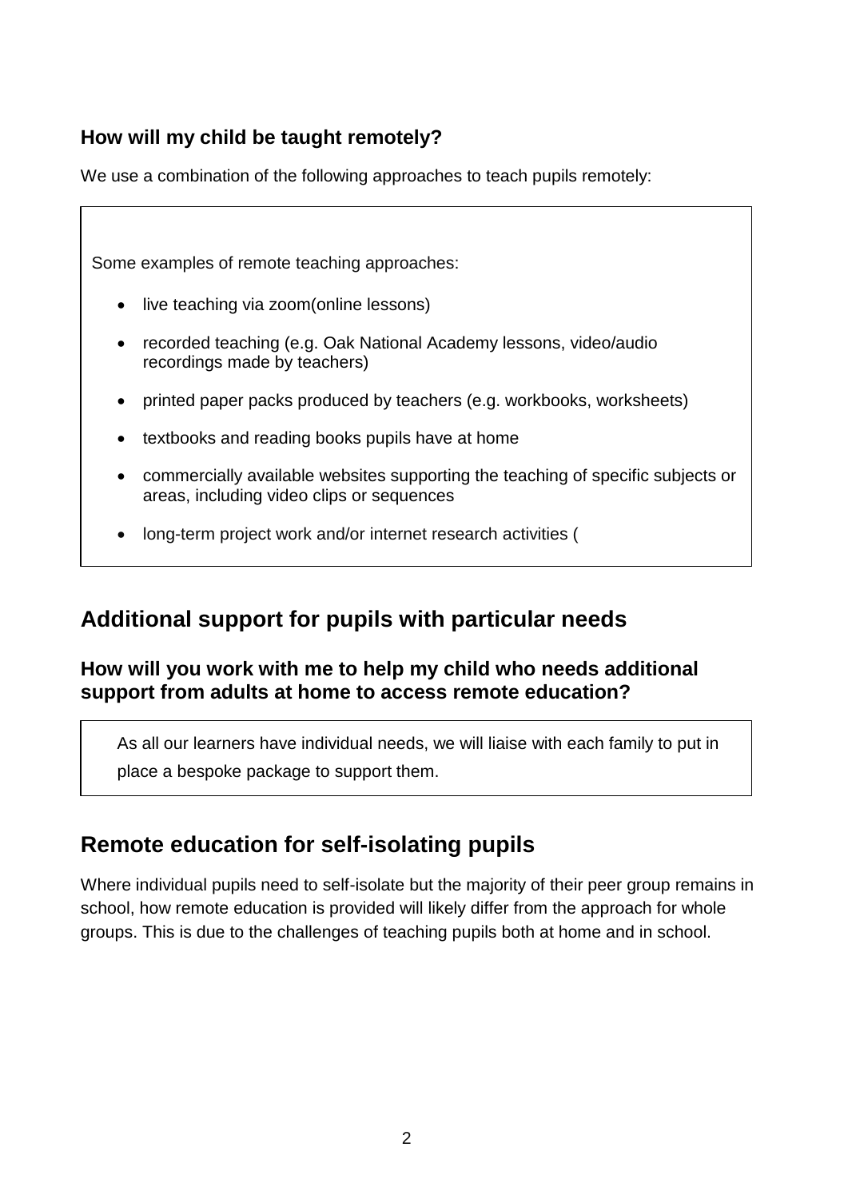### How will my child be taught remotely?

We use a combination of the following approaches to teach pupils remotely:

Some examples of remote teaching approaches:

- live teaching via zoom(online lessons)
- recorded teaching (e.g. Oak National Academy lessons, video/audio recordings made by teachers)
- printed paper packs produced by teachers (e.g. workbooks, worksheets)
- textbooks and reading books pupils have at home
- commercially available websites supporting the teaching of specific subjects or areas, including video clips or sequences
- long-term project work and/or internet research activities (

## Additional support for pupils with particular needs

### How will you work with me to help my child who needs additional support from adults at home to access remote education?

As all our learners have individual needs, we will liaise with each family to put in place a bespoke package to support them.

## Remote education for self-isolating pupils

Where individual pupils need to self-isolate but the majority of their peer group remains in school, how remote education is provided will likely differ from the approach for whole groups. This is due to the challenges of teaching pupils both at home and in school.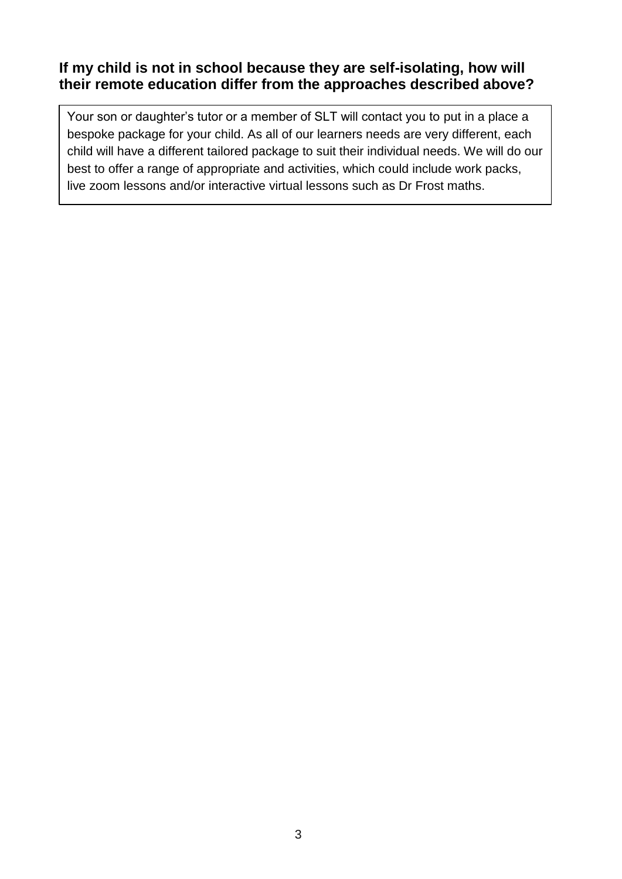## If my child is not in school because they are self-isolating, how will their remote education differ from the approaches described above?

Your son or daughter's tutor or a member of SLT will contact you to put in a place a bespoke package for your child. As all of our learners needs are very different, each child will have a different tailored package to suit their individual needs. We will do our best to offer a range of appropriate and activities, which could include work packs, live zoom lessons and/or interactive virtual lessons such as Dr Frost maths.